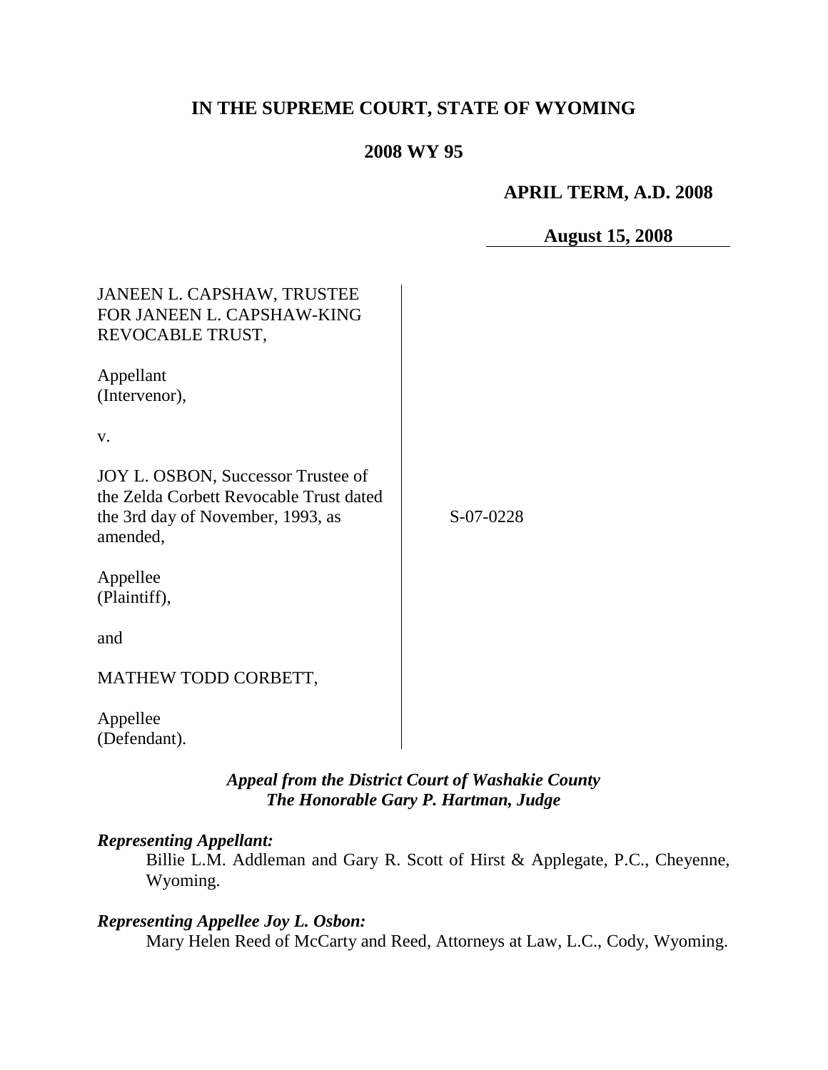# IN THE SUPREME COURT, STATE OF WYOMING

## 2008 WY 95

**APRIL TERM, A.D. 2008**

**August 15, 2008**

| | |
|---|---|
| JANEEN L. CAPSHAW, TRUSTEE FOR JANEEN L. CAPSHAW-KING REVOCABLE TRUST,<br><br>Appellant (Intervenor),<br><br>v.<br><br>JOY L. OSBON, Successor Trustee of the Zelda Corbett Revocable Trust dated the 3rd day of November, 1993, as amended,<br><br>Appellee (Plaintiff),<br><br>and<br><br>MATHEW TODD CORBETT,<br><br>Appellee (Defendant). | S-07-0228 |

***Appeal from the District Court of Washakie County***
***The Honorable Gary P. Hartman, Judge***

***Representing Appellant:***

Billie L.M. Addleman and Gary R. Scott of Hirst & Applegate, P.C., Cheyenne, Wyoming.

***Representing Appellee Joy L. Osbon:***

Mary Helen Reed of McCarty and Reed, Attorneys at Law, L.C., Cody, Wyoming.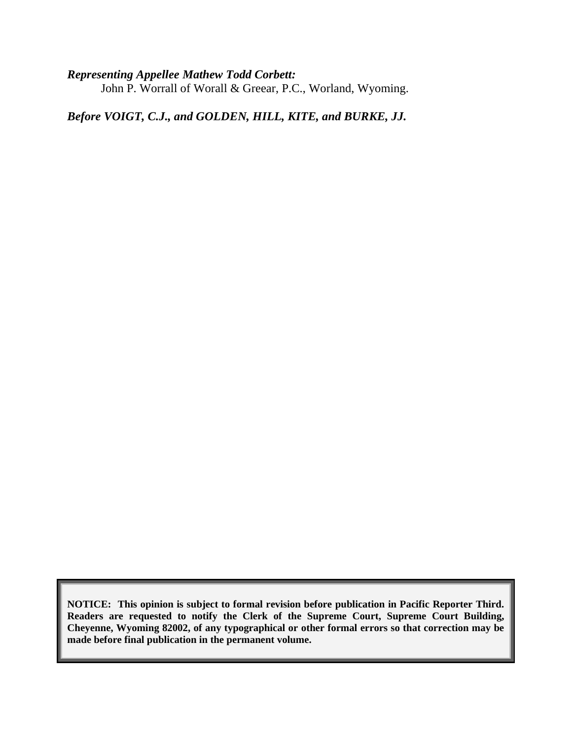***Representing Appellee Mathew Todd Corbett:***

John P. Worrall of Worall & Greear, P.C., Worland, Wyoming.

***Before VOIGT, C.J., and GOLDEN, HILL, KITE, and BURKE, JJ.***

**NOTICE: This opinion is subject to formal revision before publication in Pacific Reporter Third. Readers are requested to notify the Clerk of the Supreme Court, Supreme Court Building, Cheyenne, Wyoming 82002, of any typographical or other formal errors so that correction may be made before final publication in the permanent volume.**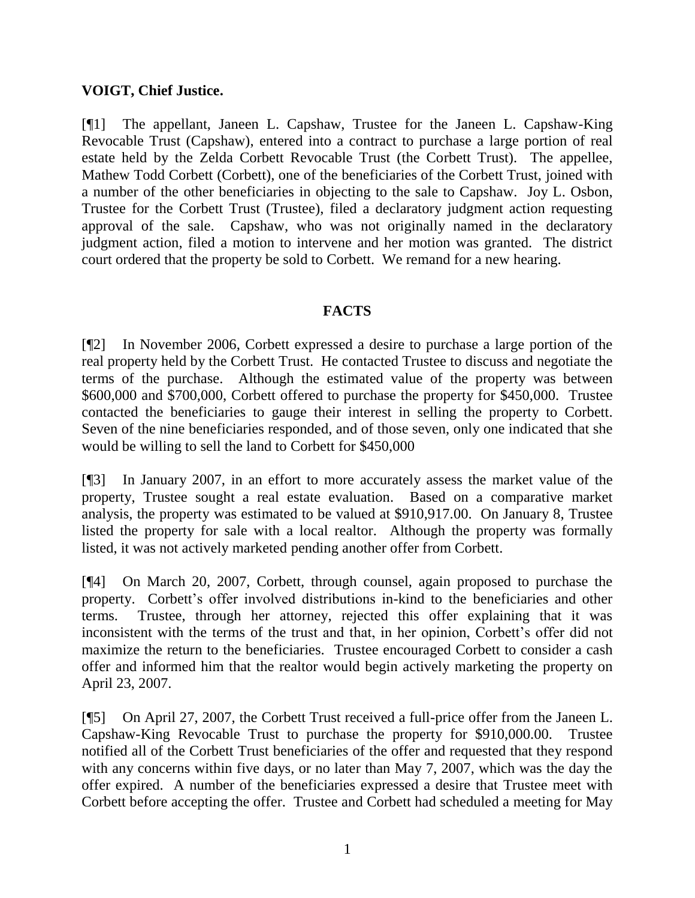**VOIGT, Chief Justice.**

[¶1] The appellant, Janeen L. Capshaw, Trustee for the Janeen L. Capshaw-King Revocable Trust (Capshaw), entered into a contract to purchase a large portion of real estate held by the Zelda Corbett Revocable Trust (the Corbett Trust). The appellee, Mathew Todd Corbett (Corbett), one of the beneficiaries of the Corbett Trust, joined with a number of the other beneficiaries in objecting to the sale to Capshaw. Joy L. Osbon, Trustee for the Corbett Trust (Trustee), filed a declaratory judgment action requesting approval of the sale. Capshaw, who was not originally named in the declaratory judgment action, filed a motion to intervene and her motion was granted. The district court ordered that the property be sold to Corbett. We remand for a new hearing.

## FACTS

[¶2] In November 2006, Corbett expressed a desire to purchase a large portion of the real property held by the Corbett Trust. He contacted Trustee to discuss and negotiate the terms of the purchase. Although the estimated value of the property was between \$600,000 and \$700,000, Corbett offered to purchase the property for \$450,000. Trustee contacted the beneficiaries to gauge their interest in selling the property to Corbett. Seven of the nine beneficiaries responded, and of those seven, only one indicated that she would be willing to sell the land to Corbett for \$450,000

[¶3] In January 2007, in an effort to more accurately assess the market value of the property, Trustee sought a real estate evaluation. Based on a comparative market analysis, the property was estimated to be valued at \$910,917.00. On January 8, Trustee listed the property for sale with a local realtor. Although the property was formally listed, it was not actively marketed pending another offer from Corbett.

[¶4] On March 20, 2007, Corbett, through counsel, again proposed to purchase the property. Corbett's offer involved distributions in-kind to the beneficiaries and other terms. Trustee, through her attorney, rejected this offer explaining that it was inconsistent with the terms of the trust and that, in her opinion, Corbett's offer did not maximize the return to the beneficiaries. Trustee encouraged Corbett to consider a cash offer and informed him that the realtor would begin actively marketing the property on April 23, 2007.

[¶5] On April 27, 2007, the Corbett Trust received a full-price offer from the Janeen L. Capshaw-King Revocable Trust to purchase the property for \$910,000.00. Trustee notified all of the Corbett Trust beneficiaries of the offer and requested that they respond with any concerns within five days, or no later than May 7, 2007, which was the day the offer expired. A number of the beneficiaries expressed a desire that Trustee meet with Corbett before accepting the offer. Trustee and Corbett had scheduled a meeting for May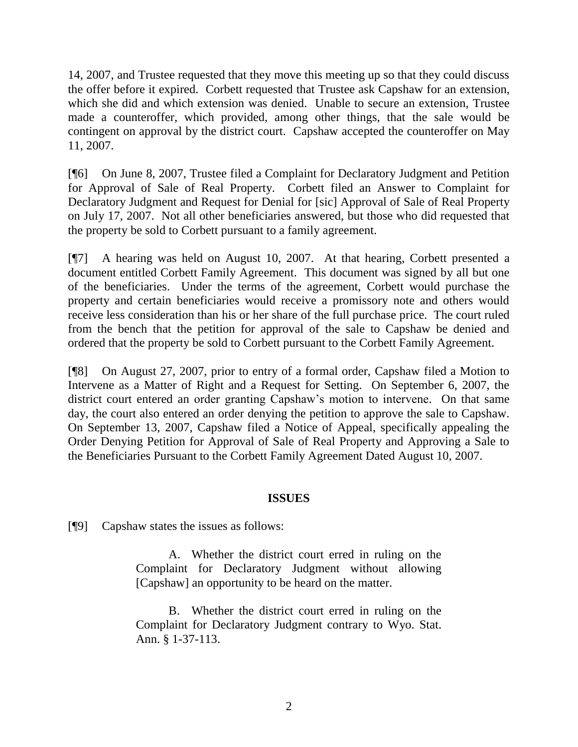14, 2007, and Trustee requested that they move this meeting up so that they could discuss the offer before it expired. Corbett requested that Trustee ask Capshaw for an extension, which she did and which extension was denied. Unable to secure an extension, Trustee made a counteroffer, which provided, among other things, that the sale would be contingent on approval by the district court. Capshaw accepted the counteroffer on May 11, 2007.

[¶6] On June 8, 2007, Trustee filed a Complaint for Declaratory Judgment and Petition for Approval of Sale of Real Property. Corbett filed an Answer to Complaint for Declaratory Judgment and Request for Denial for [sic] Approval of Sale of Real Property on July 17, 2007. Not all other beneficiaries answered, but those who did requested that the property be sold to Corbett pursuant to a family agreement.

[¶7] A hearing was held on August 10, 2007. At that hearing, Corbett presented a document entitled Corbett Family Agreement. This document was signed by all but one of the beneficiaries. Under the terms of the agreement, Corbett would purchase the property and certain beneficiaries would receive a promissory note and others would receive less consideration than his or her share of the full purchase price. The court ruled from the bench that the petition for approval of the sale to Capshaw be denied and ordered that the property be sold to Corbett pursuant to the Corbett Family Agreement.

[¶8] On August 27, 2007, prior to entry of a formal order, Capshaw filed a Motion to Intervene as a Matter of Right and a Request for Setting. On September 6, 2007, the district court entered an order granting Capshaw's motion to intervene. On that same day, the court also entered an order denying the petition to approve the sale to Capshaw. On September 13, 2007, Capshaw filed a Notice of Appeal, specifically appealing the Order Denying Petition for Approval of Sale of Real Property and Approving a Sale to the Beneficiaries Pursuant to the Corbett Family Agreement Dated August 10, 2007.

## ISSUES

[¶9] Capshaw states the issues as follows:

> A. Whether the district court erred in ruling on the Complaint for Declaratory Judgment without allowing [Capshaw] an opportunity to be heard on the matter.
>
> B. Whether the district court erred in ruling on the Complaint for Declaratory Judgment contrary to Wyo. Stat. Ann. § 1-37-113.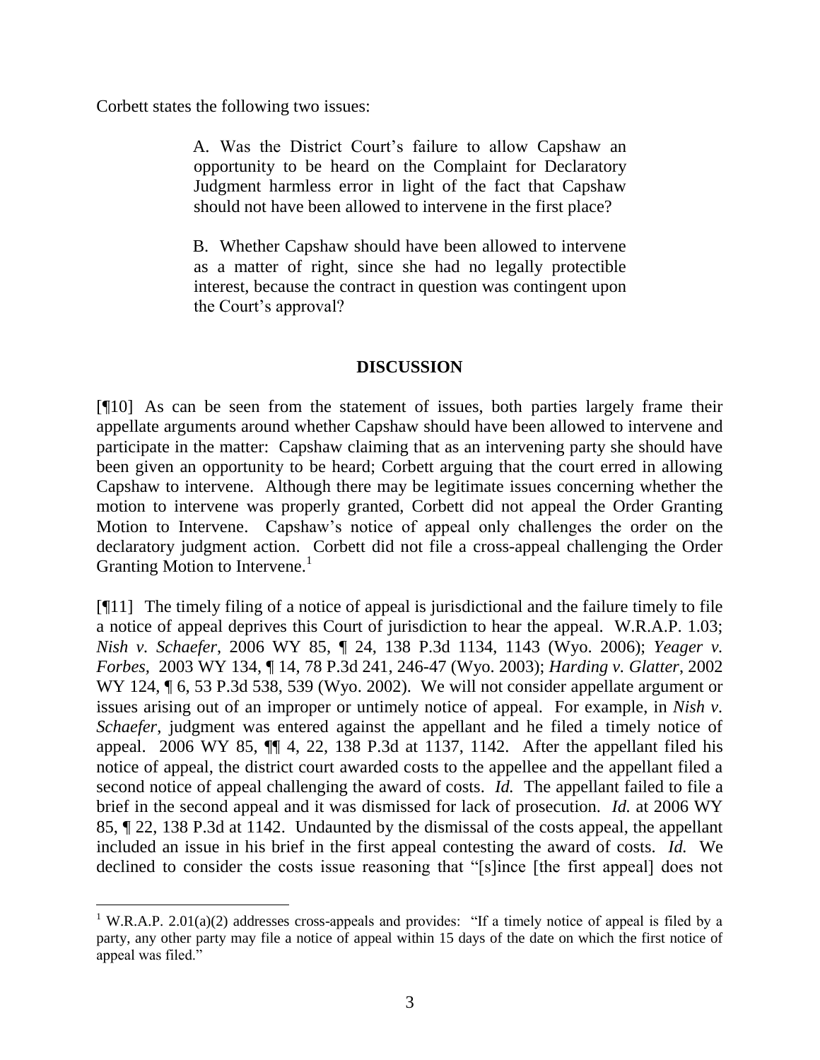Corbett states the following two issues:

> A. Was the District Court's failure to allow Capshaw an opportunity to be heard on the Complaint for Declaratory Judgment harmless error in light of the fact that Capshaw should not have been allowed to intervene in the first place?
>
> B. Whether Capshaw should have been allowed to intervene as a matter of right, since she had no legally protectible interest, because the contract in question was contingent upon the Court's approval?

## DISCUSSION

[¶10] As can be seen from the statement of issues, both parties largely frame their appellate arguments around whether Capshaw should have been allowed to intervene and participate in the matter: Capshaw claiming that as an intervening party she should have been given an opportunity to be heard; Corbett arguing that the court erred in allowing Capshaw to intervene. Although there may be legitimate issues concerning whether the motion to intervene was properly granted, Corbett did not appeal the Order Granting Motion to Intervene. Capshaw's notice of appeal only challenges the order on the declaratory judgment action. Corbett did not file a cross-appeal challenging the Order Granting Motion to Intervene.[1]

[¶11] The timely filing of a notice of appeal is jurisdictional and the failure timely to file a notice of appeal deprives this Court of jurisdiction to hear the appeal. W.R.A.P. 1.03; *Nish v. Schaefer*, 2006 WY 85, ¶ 24, 138 P.3d 1134, 1143 (Wyo. 2006); *Yeager v. Forbes*, 2003 WY 134, ¶ 14, 78 P.3d 241, 246-47 (Wyo. 2003); *Harding v. Glatter*, 2002 WY 124, ¶ 6, 53 P.3d 538, 539 (Wyo. 2002). We will not consider appellate argument or issues arising out of an improper or untimely notice of appeal. For example, in *Nish v. Schaefer*, judgment was entered against the appellant and he filed a timely notice of appeal. 2006 WY 85, ¶¶ 4, 22, 138 P.3d at 1137, 1142. After the appellant filed his notice of appeal, the district court awarded costs to the appellee and the appellant filed a second notice of appeal challenging the award of costs. *Id.* The appellant failed to file a brief in the second appeal and it was dismissed for lack of prosecution. *Id.* at 2006 WY 85, ¶ 22, 138 P.3d at 1142. Undaunted by the dismissal of the costs appeal, the appellant included an issue in his brief in the first appeal contesting the award of costs. *Id.* We declined to consider the costs issue reasoning that "[s]ince [the first appeal] does not

[1] W.R.A.P. 2.01(a)(2) addresses cross-appeals and provides: "If a timely notice of appeal is filed by a party, any other party may file a notice of appeal within 15 days of the date on which the first notice of appeal was filed."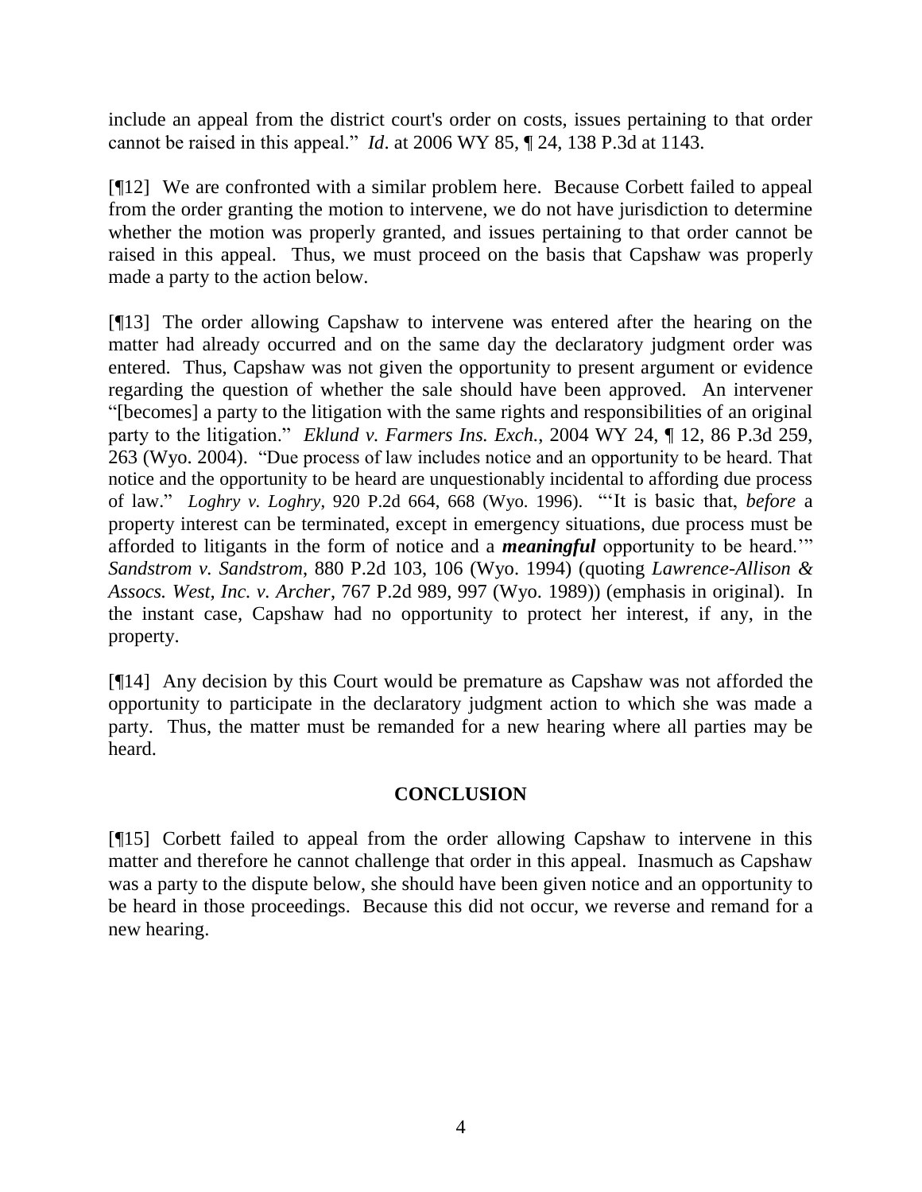include an appeal from the district court's order on costs, issues pertaining to that order cannot be raised in this appeal." *Id*. at 2006 WY 85, ¶ 24, 138 P.3d at 1143.

[¶12] We are confronted with a similar problem here. Because Corbett failed to appeal from the order granting the motion to intervene, we do not have jurisdiction to determine whether the motion was properly granted, and issues pertaining to that order cannot be raised in this appeal. Thus, we must proceed on the basis that Capshaw was properly made a party to the action below.

[¶13] The order allowing Capshaw to intervene was entered after the hearing on the matter had already occurred and on the same day the declaratory judgment order was entered. Thus, Capshaw was not given the opportunity to present argument or evidence regarding the question of whether the sale should have been approved. An intervener "[becomes] a party to the litigation with the same rights and responsibilities of an original party to the litigation." *Eklund v. Farmers Ins. Exch.*, 2004 WY 24, ¶ 12, 86 P.3d 259, 263 (Wyo. 2004). "Due process of law includes notice and an opportunity to be heard. That notice and the opportunity to be heard are unquestionably incidental to affording due process of law." *Loghry v. Loghry*, 920 P.2d 664, 668 (Wyo. 1996). "'It is basic that, *before* a property interest can be terminated, except in emergency situations, due process must be afforded to litigants in the form of notice and a ***meaningful*** opportunity to be heard.'" *Sandstrom v. Sandstrom*, 880 P.2d 103, 106 (Wyo. 1994) (quoting *Lawrence-Allison & Assocs. West, Inc. v. Archer*, 767 P.2d 989, 997 (Wyo. 1989)) (emphasis in original). In the instant case, Capshaw had no opportunity to protect her interest, if any, in the property.

[¶14] Any decision by this Court would be premature as Capshaw was not afforded the opportunity to participate in the declaratory judgment action to which she was made a party. Thus, the matter must be remanded for a new hearing where all parties may be heard.

## CONCLUSION

[¶15] Corbett failed to appeal from the order allowing Capshaw to intervene in this matter and therefore he cannot challenge that order in this appeal. Inasmuch as Capshaw was a party to the dispute below, she should have been given notice and an opportunity to be heard in those proceedings. Because this did not occur, we reverse and remand for a new hearing.